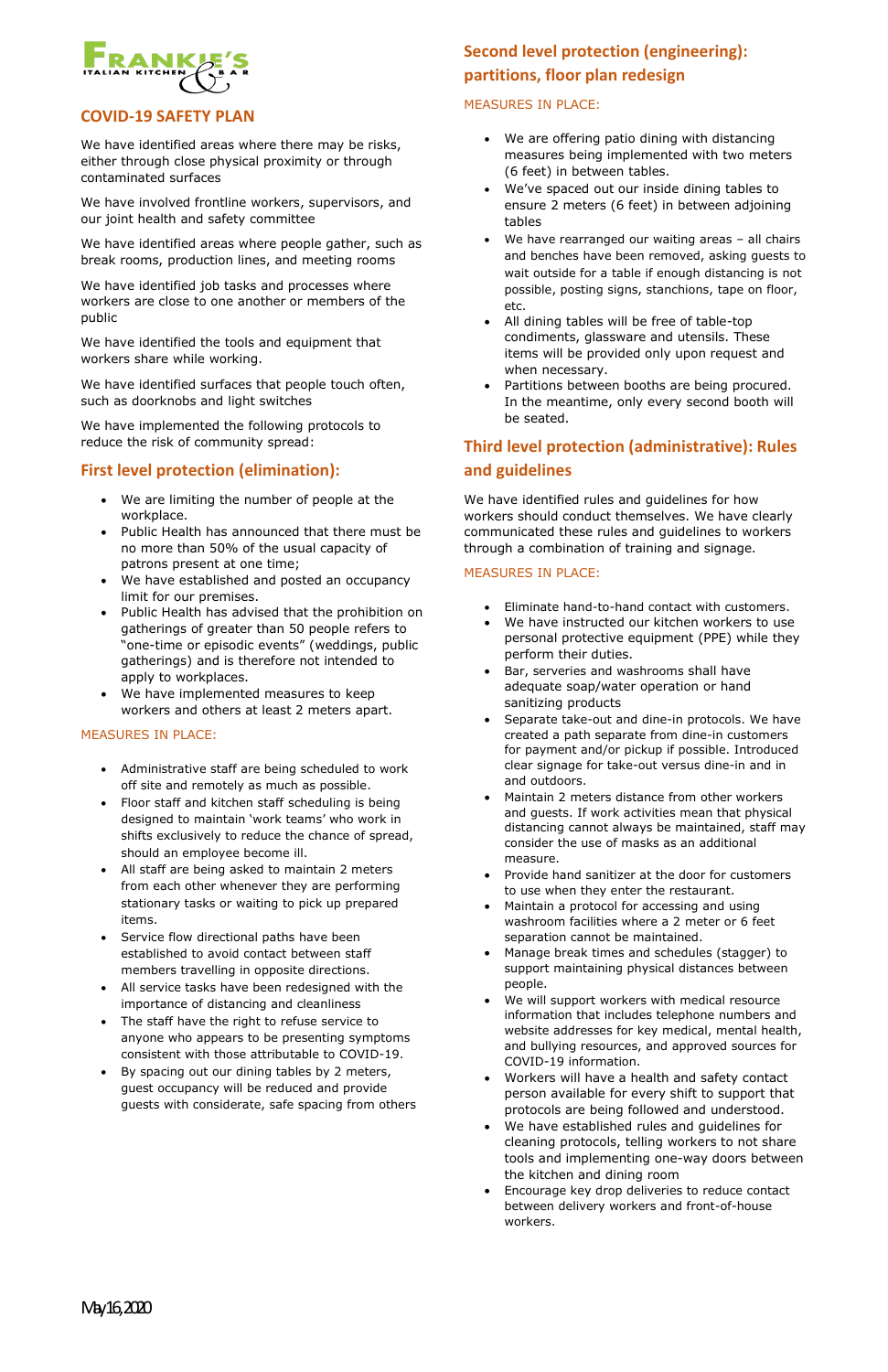# COVID-19 SAFETY PLAN

We have identified areas where there may be risks, either through close physical proximity or through contaminated surfaces

We have involved frontline workers, supervisors, and our joint health and safety committee

We have identified areas where people gather, such as break rooms, production lines, and meeting rooms

We have identified job tasks and processes where workers are close to one another or members of the public

We have identified the tools and equipment that workers share while working.

We have identified surfaces that people touch often, such as doorknobs and light switches

We have implemented the following protocols to reduce the risk of community spread:

## First level protection (elimination):

- We are limiting the number of people at the workplace.
- Public Health has announced that there must be no more than 50% of the usual capacity of patrons present at one time;
- We have established and posted an occupancy limit for our premises.
- Public Health has advised that the prohibition on gatherings of greater than 50 people refers to "one-time or episodic events" (weddings, public gatherings) and is therefore not intended to apply to workplaces.
- We have implemented measures to keep workers and others at least 2 meters apart.

MEASURES IN PLACE:

- Administrative staff are being scheduled to work off site and remotely as much as possible.
- Floor staff and kitchen staff scheduling is being designed to maintain 'work teams' who work in shifts exclusively to reduce the chance of spread, should an employee become ill.
- All staff are being asked to maintain 2 meters from each other whenever they are performing stationary tasks or waiting to pick up prepared items.
- Service flow directional paths have been established to avoid contact between staff members travelling in opposite directions.
- All service tasks have been redesigned with the importance of distancing and cleanliness
- The staff have the right to refuse service to anyone who appears to be presenting symptoms consistent with those attributable to COVID-19.
- By spacing out our dining tables by 2 meters, guest occupancy will be reduced and provide guests with considerate, safe spacing from others

## Second level protection (engineering): partitions, floor plan redesign

MEASURES IN PLACE:

- We are offering patio dining with distancing measures being implemented with two meters (6 feet) in between tables.
- We've spaced out our inside dining tables to ensure 2 meters (6 feet) in between adjoining tables
- We have rearranged our waiting areas – all chairs and benches have been removed, asking guests to wait outside for a table if enough distancing is not possible, posting signs, stanchions, tape on floor, etc.
- All dining tables will be free of table-top condiments, glassware and utensils. These items will be provided only upon request and when necessary.
- Partitions between booths are being procured. In the meantime, only every second booth will be seated.

## Third level protection (administrative): Rules and guidelines

We have identified rules and guidelines for how workers should conduct themselves. We have clearly communicated these rules and guidelines to workers through a combination of training and signage.

MEASURES IN PLACE:

- Eliminate hand-to-hand contact with customers.
- We have instructed our kitchen workers to use personal protective equipment (PPE) while they perform their duties.
- Bar, serveries and washrooms shall have adequate soap/water operation or hand sanitizing products
- Separate take-out and dine-in protocols. We have created a path separate from dine-in customers for payment and/or pickup if possible. Introduced clear signage for take-out versus dine-in and in and outdoors.
- Maintain 2 meters distance from other workers and guests. If work activities mean that physical distancing cannot always be maintained, staff may consider the use of masks as an additional measure.
- Provide hand sanitizer at the door for customers to use when they enter the restaurant.
- Maintain a protocol for accessing and using washroom facilities where a 2 meter or 6 feet separation cannot be maintained.
- Manage break times and schedules (stagger) to support maintaining physical distances between people.
- We will support workers with medical resource information that includes telephone numbers and website addresses for key medical, mental health, and bullying resources, and approved sources for COVID-19 information.
- Workers will have a health and safety contact person available for every shift to support that protocols are being followed and understood.
- We have established rules and guidelines for cleaning protocols, telling workers to not share tools and implementing one-way doors between the kitchen and dining room
- Encourage key drop deliveries to reduce contact between delivery workers and front-of-house workers.

May 16, 2020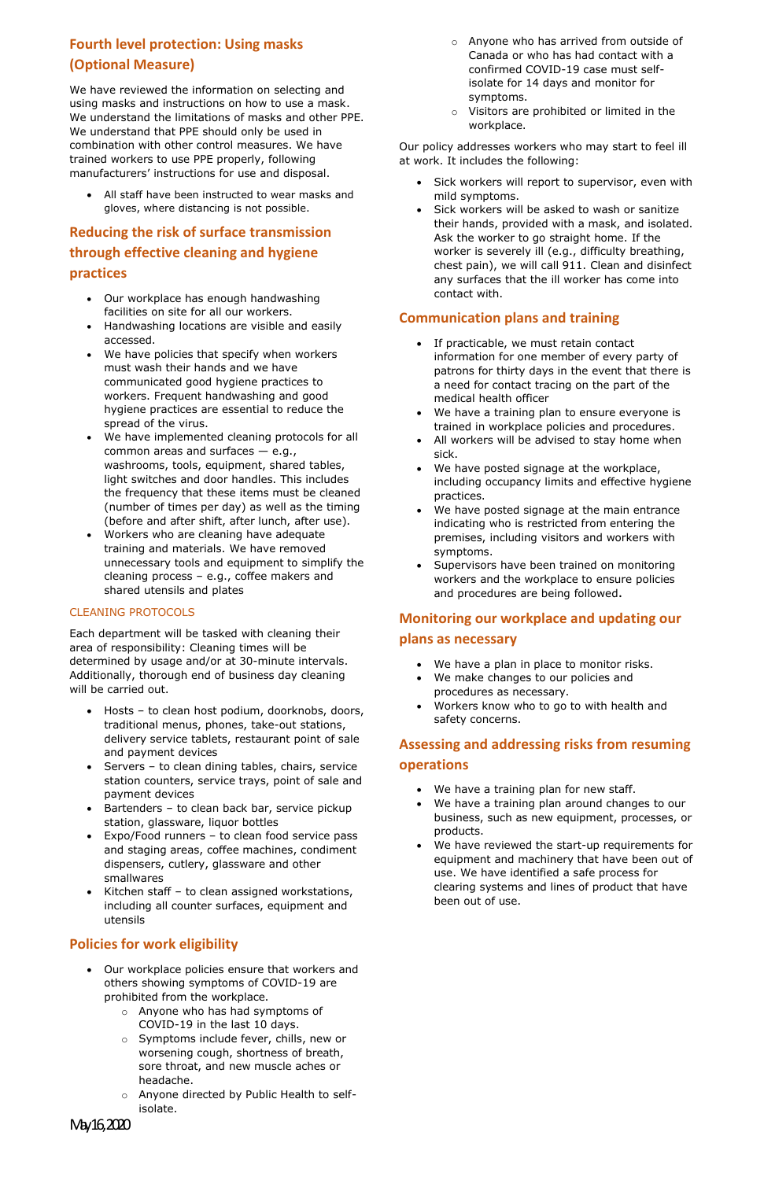## Fourth level protection: Using masks (Optional Measure)

We have reviewed the information on selecting and using masks and instructions on how to use a mask. We understand the limitations of masks and other PPE. We understand that PPE should only be used in combination with other control measures. We have trained workers to use PPE properly, following manufacturers' instructions for use and disposal.

- All staff have been instructed to wear masks and gloves, where distancing is not possible.

## Reducing the risk of surface transmission through effective cleaning and hygiene practices

- Our workplace has enough handwashing facilities on site for all our workers.
- Handwashing locations are visible and easily accessed.
- We have policies that specify when workers must wash their hands and we have communicated good hygiene practices to workers. Frequent handwashing and good hygiene practices are essential to reduce the spread of the virus.
- We have implemented cleaning protocols for all common areas and surfaces — e.g., washrooms, tools, equipment, shared tables, light switches and door handles. This includes the frequency that these items must be cleaned (number of times per day) as well as the timing (before and after shift, after lunch, after use).
- Workers who are cleaning have adequate training and materials. We have removed unnecessary tools and equipment to simplify the cleaning process – e.g., coffee makers and shared utensils and plates

### CLEANING PROTOCOLS

Each department will be tasked with cleaning their area of responsibility: Cleaning times will be determined by usage and/or at 30-minute intervals. Additionally, thorough end of business day cleaning will be carried out.

- Hosts – to clean host podium, doorknobs, doors, traditional menus, phones, take-out stations, delivery service tablets, restaurant point of sale and payment devices
- Servers – to clean dining tables, chairs, service station counters, service trays, point of sale and payment devices
- Bartenders – to clean back bar, service pickup station, glassware, liquor bottles
- Expo/Food runners – to clean food service pass and staging areas, coffee machines, condiment dispensers, cutlery, glassware and other smallwares
- Kitchen staff – to clean assigned workstations, including all counter surfaces, equipment and utensils

## Policies for work eligibility

- Our workplace policies ensure that workers and others showing symptoms of COVID-19 are prohibited from the workplace.
  - Anyone who has had symptoms of COVID-19 in the last 10 days.
  - Symptoms include fever, chills, new or worsening cough, shortness of breath, sore throat, and new muscle aches or headache.
  - Anyone directed by Public Health to self-isolate.
  - Anyone who has arrived from outside of Canada or who has had contact with a confirmed COVID-19 case must self-isolate for 14 days and monitor for symptoms.
  - Visitors are prohibited or limited in the workplace.

Our policy addresses workers who may start to feel ill at work. It includes the following:

- Sick workers will report to supervisor, even with mild symptoms.
- Sick workers will be asked to wash or sanitize their hands, provided with a mask, and isolated. Ask the worker to go straight home. If the worker is severely ill (e.g., difficulty breathing, chest pain), we will call 911. Clean and disinfect any surfaces that the ill worker has come into contact with.

## Communication plans and training

- If practicable, we must retain contact information for one member of every party of patrons for thirty days in the event that there is a need for contact tracing on the part of the medical health officer
- We have a training plan to ensure everyone is trained in workplace policies and procedures.
- All workers will be advised to stay home when sick.
- We have posted signage at the workplace, including occupancy limits and effective hygiene practices.
- We have posted signage at the main entrance indicating who is restricted from entering the premises, including visitors and workers with symptoms.
- Supervisors have been trained on monitoring workers and the workplace to ensure policies and procedures are being followed.

## Monitoring our workplace and updating our plans as necessary

- We have a plan in place to monitor risks.
- We make changes to our policies and procedures as necessary.
- Workers know who to go to with health and safety concerns.

## Assessing and addressing risks from resuming operations

- We have a training plan for new staff.
- We have a training plan around changes to our business, such as new equipment, processes, or products.
- We have reviewed the start-up requirements for equipment and machinery that have been out of use. We have identified a safe process for clearing systems and lines of product that have been out of use.

May 16, 2020